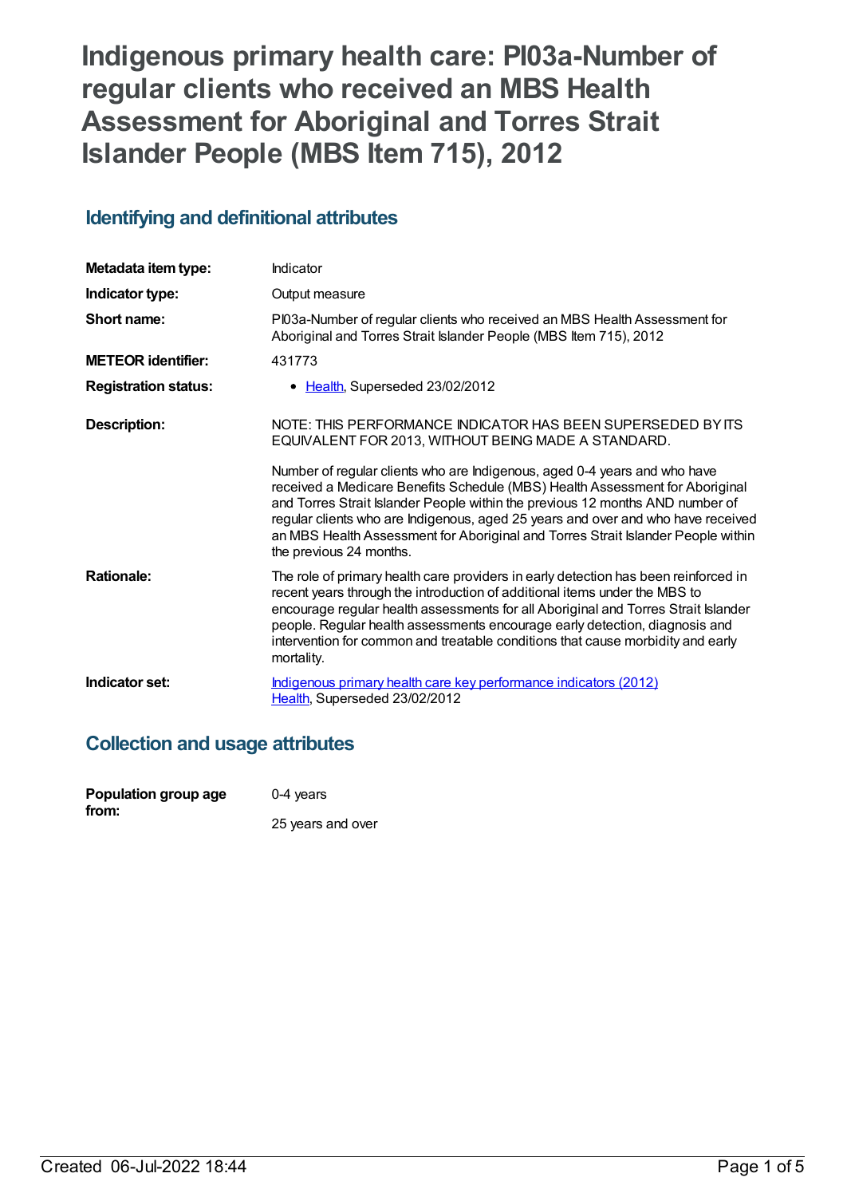# Indigenous primary health care: PI03a-Number of regular clients who received an MBS Health Assessment for Aboriginal and Torres Strait Islander People (MBS Item 715), 2012

## Identifying and definitional attributes

| | |
|---|---|
| **Metadata item type:** | Indicator |
| **Indicator type:** | Output measure |
| **Short name:** | PI03a-Number of regular clients who received an MBS Health Assessment for Aboriginal and Torres Strait Islander People (MBS Item 715), 2012 |
| **METEOR identifier:** | 431773 |
| **Registration status:** | • Health, Superseded 23/02/2012 |
| **Description:** | NOTE: THIS PERFORMANCE INDICATOR HAS BEEN SUPERSEDED BY ITS EQUIVALENT FOR 2013, WITHOUT BEING MADE A STANDARD.<br><br>Number of regular clients who are Indigenous, aged 0-4 years and who have received a Medicare Benefits Schedule (MBS) Health Assessment for Aboriginal and Torres Strait Islander People within the previous 12 months AND number of regular clients who are Indigenous, aged 25 years and over and who have received an MBS Health Assessment for Aboriginal and Torres Strait Islander People within the previous 24 months. |
| **Rationale:** | The role of primary health care providers in early detection has been reinforced in recent years through the introduction of additional items under the MBS to encourage regular health assessments for all Aboriginal and Torres Strait Islander people. Regular health assessments encourage early detection, diagnosis and intervention for common and treatable conditions that cause morbidity and early mortality. |
| **Indicator set:** | Indigenous primary health care key performance indicators (2012)<br>Health, Superseded 23/02/2012 |

## Collection and usage attributes

| | |
|---|---|
| **Population group age from:** | 0-4 years<br><br>25 years and over |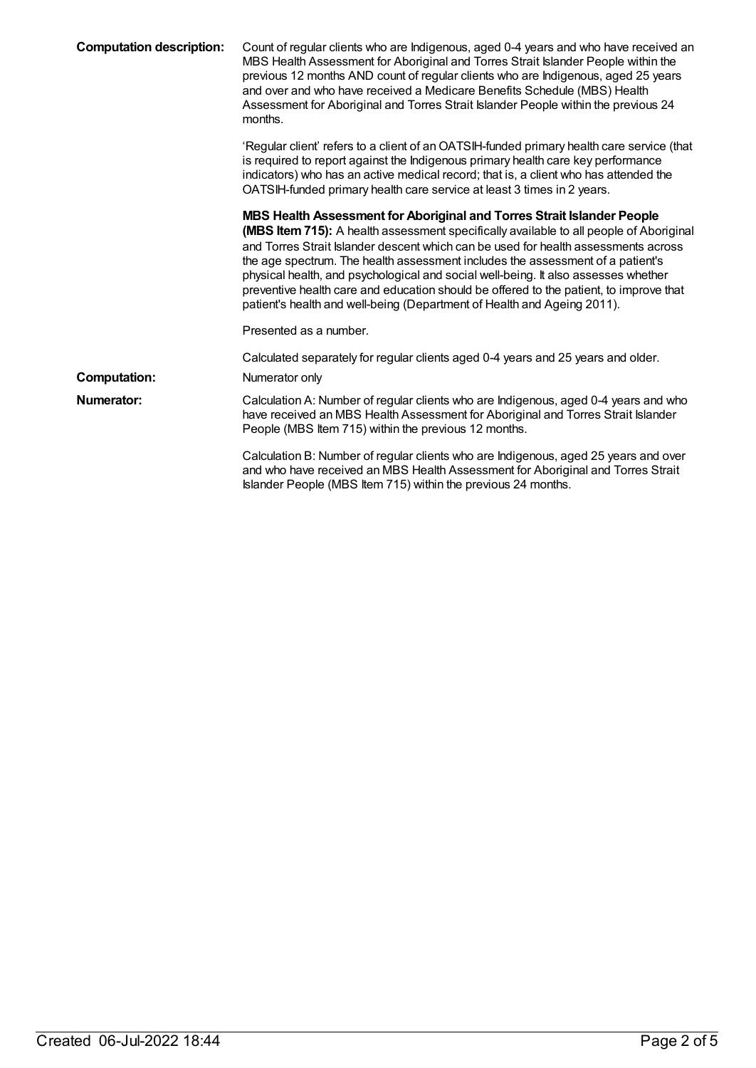**Computation description:** Count of regular clients who are Indigenous, aged 0-4 years and who have received an MBS Health Assessment for Aboriginal and Torres Strait Islander People within the previous 12 months AND count of regular clients who are Indigenous, aged 25 years and over and who have received a Medicare Benefits Schedule (MBS) Health Assessment for Aboriginal and Torres Strait Islander People within the previous 24 months.

'Regular client' refers to a client of an OATSIH-funded primary health care service (that is required to report against the Indigenous primary health care key performance indicators) who has an active medical record; that is, a client who has attended the OATSIH-funded primary health care service at least 3 times in 2 years.

**MBS Health Assessment for Aboriginal and Torres Strait Islander People (MBS Item 715):** A health assessment specifically available to all people of Aboriginal and Torres Strait Islander descent which can be used for health assessments across the age spectrum. The health assessment includes the assessment of a patient's physical health, and psychological and social well-being. It also assesses whether preventive health care and education should be offered to the patient, to improve that patient's health and well-being (Department of Health and Ageing 2011).

Presented as a number.

Calculated separately for regular clients aged 0-4 years and 25 years and older.

**Computation:** Numerator only

**Numerator:** Calculation A: Number of regular clients who are Indigenous, aged 0-4 years and who have received an MBS Health Assessment for Aboriginal and Torres Strait Islander People (MBS Item 715) within the previous 12 months.

Calculation B: Number of regular clients who are Indigenous, aged 25 years and over and who have received an MBS Health Assessment for Aboriginal and Torres Strait Islander People (MBS Item 715) within the previous 24 months.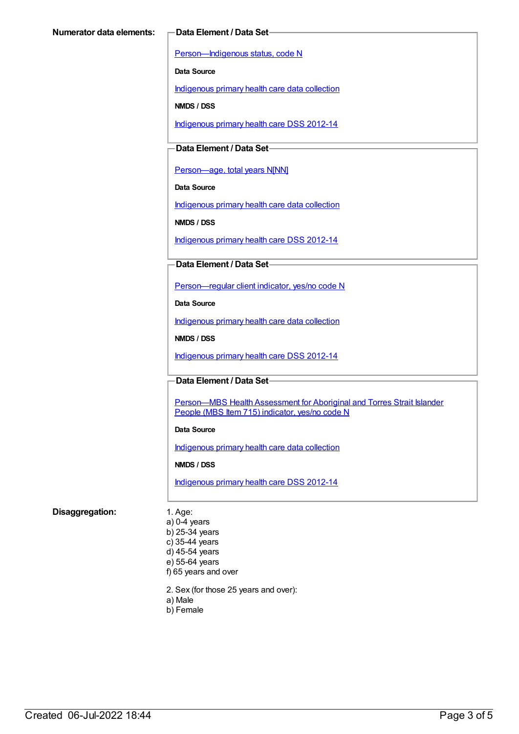**Numerator data elements:**

**Data Element / Data Set**

Person—Indigenous status, code N

**Data Source**

Indigenous primary health care data collection

**NMDS / DSS**

Indigenous primary health care DSS 2012-14

**Data Element / Data Set**

Person—age, total years N[NN]

**Data Source**

Indigenous primary health care data collection

**NMDS / DSS**

Indigenous primary health care DSS 2012-14

**Data Element / Data Set**

Person—regular client indicator, yes/no code N

**Data Source**

Indigenous primary health care data collection

**NMDS / DSS**

Indigenous primary health care DSS 2012-14

**Data Element / Data Set**

Person—MBS Health Assessment for Aboriginal and Torres Strait Islander People (MBS Item 715) indicator, yes/no code N

**Data Source**

Indigenous primary health care data collection

**NMDS / DSS**

Indigenous primary health care DSS 2012-14

**Disaggregation:**

1. Age:
a) 0-4 years
b) 25-34 years
c) 35-44 years
d) 45-54 years
e) 55-64 years
f) 65 years and over

2. Sex (for those 25 years and over):
a) Male
b) Female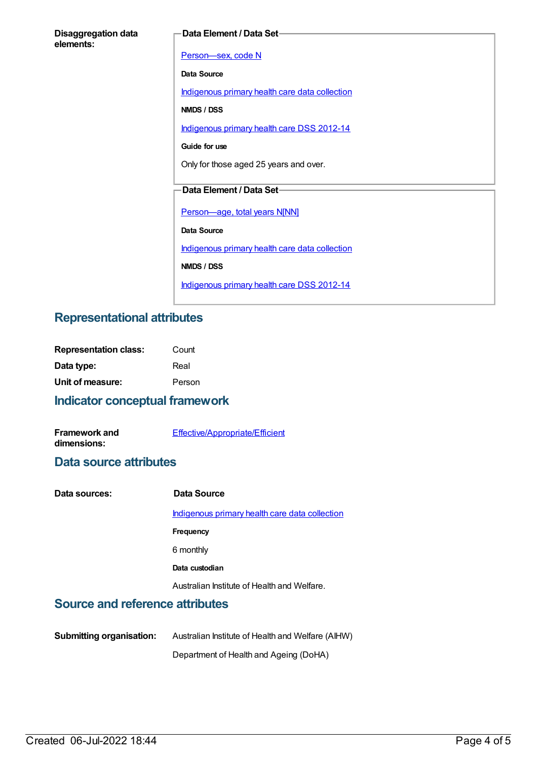**Disaggregation data elements:**

**Data Element / Data Set**

Person—sex, code N

**Data Source**

Indigenous primary health care data collection

**NMDS / DSS**

Indigenous primary health care DSS 2012-14

**Guide for use**

Only for those aged 25 years and over.

**Data Element / Data Set**

Person—age, total years N[NN]

**Data Source**

Indigenous primary health care data collection

**NMDS / DSS**

Indigenous primary health care DSS 2012-14

## Representational attributes

| | |
|---|---|
| **Representation class:** | Count |
| **Data type:** | Real |
| **Unit of measure:** | Person |

## Indicator conceptual framework

**Framework and dimensions:** Effective/Appropriate/Efficient

## Data source attributes

**Data sources:**

**Data Source**

Indigenous primary health care data collection

**Frequency**

6 monthly

**Data custodian**

Australian Institute of Health and Welfare.

## Source and reference attributes

**Submitting organisation:** Australian Institute of Health and Welfare (AIHW)

Department of Health and Ageing (DoHA)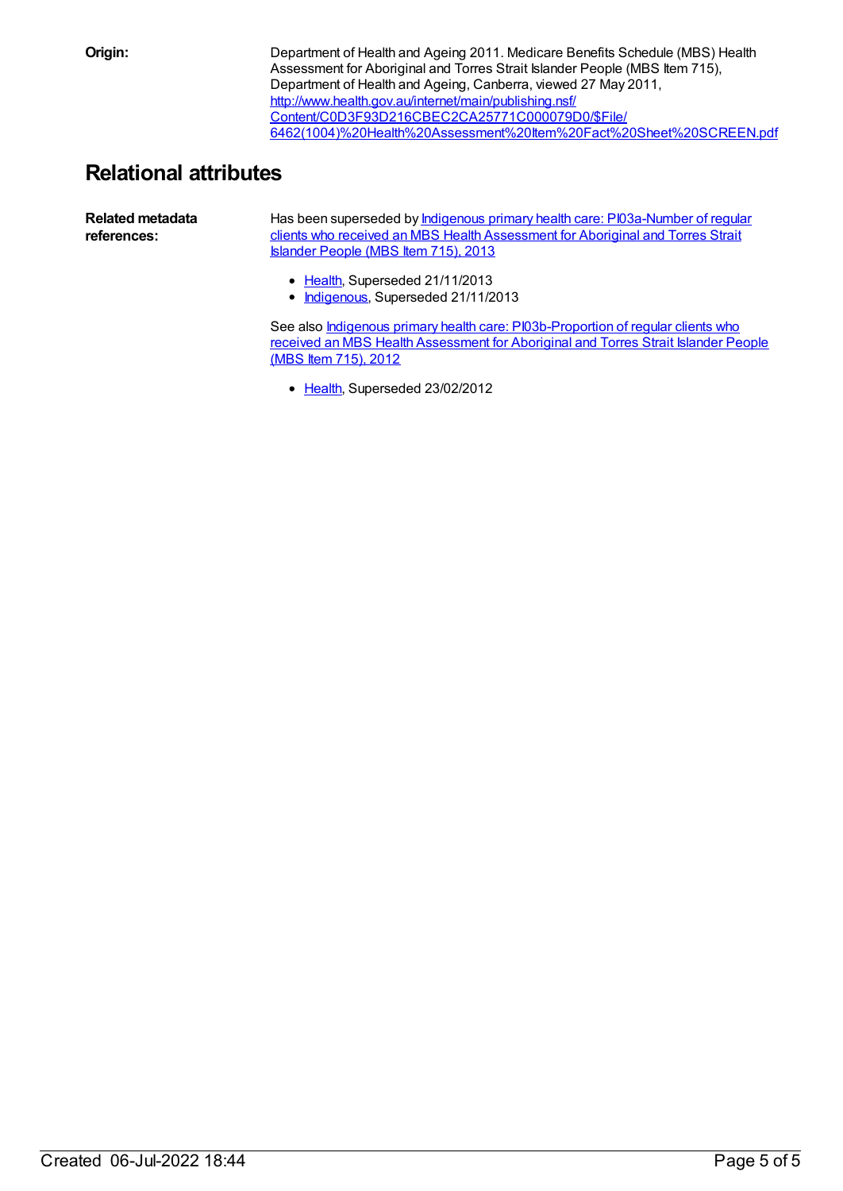**Origin:** Department of Health and Ageing 2011. Medicare Benefits Schedule (MBS) Health Assessment for Aboriginal and Torres Strait Islander People (MBS Item 715), Department of Health and Ageing, Canberra, viewed 27 May 2011, http://www.health.gov.au/internet/main/publishing.nsf/Content/C0D3F93D216CBEC2CA25771C000079D0/$File/6462(1004)%20Health%20Assessment%20Item%20Fact%20Sheet%20SCREEN.pdf

## Relational attributes

**Related metadata references:**

Has been superseded by Indigenous primary health care: PI03a-Number of regular clients who received an MBS Health Assessment for Aboriginal and Torres Strait Islander People (MBS Item 715), 2013

- Health, Superseded 21/11/2013
- Indigenous, Superseded 21/11/2013

See also Indigenous primary health care: PI03b-Proportion of regular clients who received an MBS Health Assessment for Aboriginal and Torres Strait Islander People (MBS Item 715), 2012

- Health, Superseded 23/02/2012